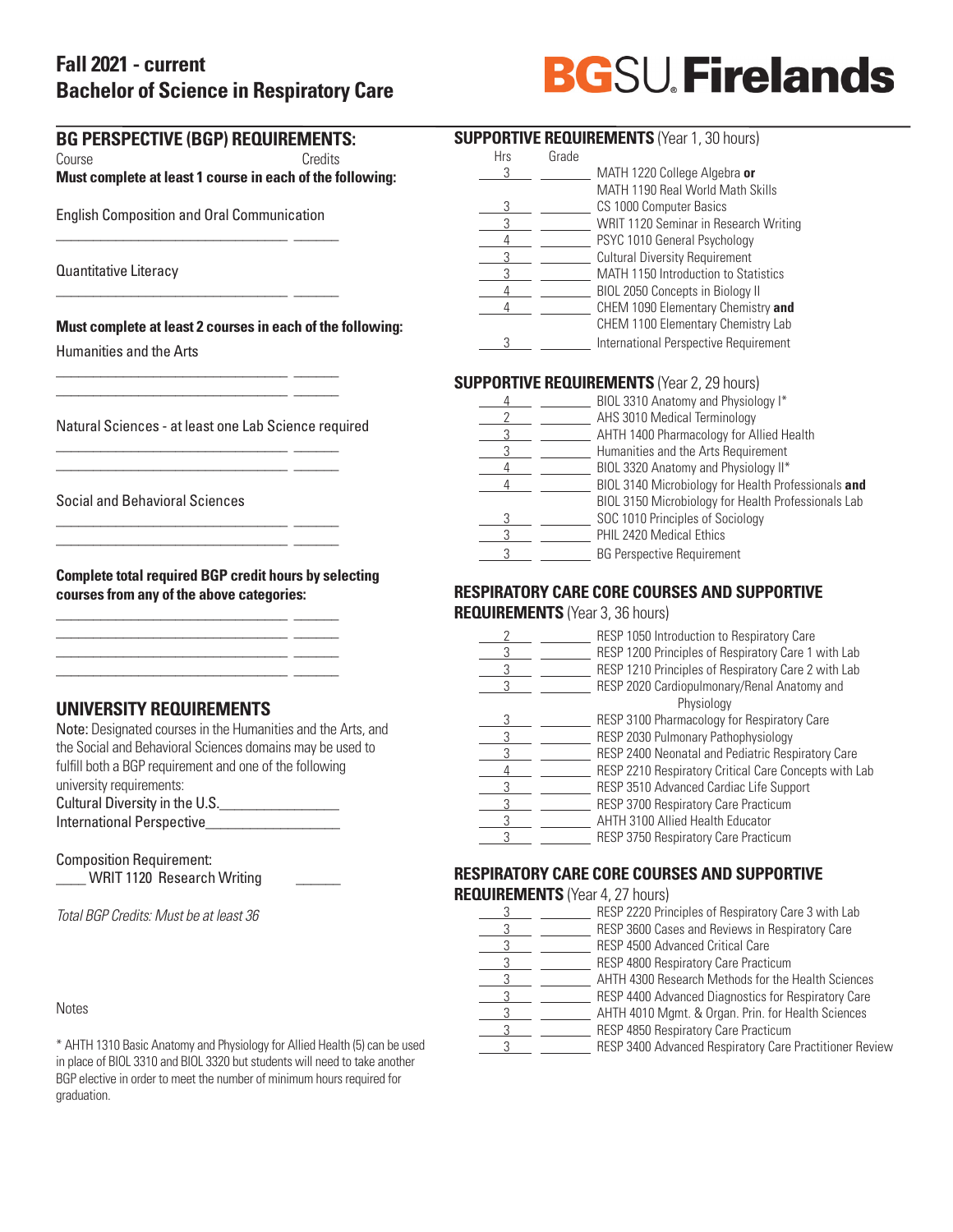# Fall 2021 - current
# Bachelor of Science in Respiratory Care

BGSU Firelands

## BG PERSPECTIVE (BGP) REQUIREMENTS:

Course — Credits

**Must complete at least 1 course in each of the following:**

English Composition and Oral Communication

______________________________ ______

Quantitative Literacy

______________________________ ______

**Must complete at least 2 courses in each of the following:**

Humanities and the Arts

______________________________ ______
______________________________ ______

Natural Sciences - at least one Lab Science required

______________________________ ______
______________________________ ______

Social and Behavioral Sciences

______________________________ ______
______________________________ ______

**Complete total required BGP credit hours by selecting courses from any of the above categories:**

______________________________ ______
______________________________ ______
______________________________ ______
______________________________ ______

## UNIVERSITY REQUIREMENTS

Note: Designated courses in the Humanities and the Arts, and the Social and Behavioral Sciences domains may be used to fulfill both a BGP requirement and one of the following university requirements:

Cultural Diversity in the U.S.________________

International Perspective________________

Composition Requirement:

____ WRIT 1120 Research Writing ______

*Total BGP Credits: Must be at least 36*

Notes

\* AHTH 1310 Basic Anatomy and Physiology for Allied Health (5) can be used in place of BIOL 3310 and BIOL 3320 but students will need to take another BGP elective in order to meet the number of minimum hours required for graduation.

## SUPPORTIVE REQUIREMENTS (Year 1, 30 hours)

| Hrs | Grade | Course |
|---|---|---|
| 3 | | MATH 1220 College Algebra **or** MATH 1190 Real World Math Skills |
| 3 | | CS 1000 Computer Basics |
| 3 | | WRIT 1120 Seminar in Research Writing |
| 4 | | PSYC 1010 General Psychology |
| 3 | | Cultural Diversity Requirement |
| 3 | | MATH 1150 Introduction to Statistics |
| 4 | | BIOL 2050 Concepts in Biology II |
| 4 | | CHEM 1090 Elementary Chemistry **and** CHEM 1100 Elementary Chemistry Lab |
| 3 | | International Perspective Requirement |

## SUPPORTIVE REQUIREMENTS (Year 2, 29 hours)

| Hrs | Grade | Course |
|---|---|---|
| 4 | | BIOL 3310 Anatomy and Physiology I* |
| 2 | | AHS 3010 Medical Terminology |
| 3 | | AHTH 1400 Pharmacology for Allied Health |
| 3 | | Humanities and the Arts Requirement |
| 4 | | BIOL 3320 Anatomy and Physiology II* |
| 4 | | BIOL 3140 Microbiology for Health Professionals **and** BIOL 3150 Microbiology for Health Professionals Lab |
| 3 | | SOC 1010 Principles of Sociology |
| 3 | | PHIL 2420 Medical Ethics |
| 3 | | BG Perspective Requirement |

## RESPIRATORY CARE CORE COURSES AND SUPPORTIVE REQUIREMENTS (Year 3, 36 hours)

| Hrs | Grade | Course |
|---|---|---|
| 2 | | RESP 1050 Introduction to Respiratory Care |
| 3 | | RESP 1200 Principles of Respiratory Care 1 with Lab |
| 3 | | RESP 1210 Principles of Respiratory Care 2 with Lab |
| 3 | | RESP 2020 Cardiopulmonary/Renal Anatomy and Physiology |
| 3 | | RESP 3100 Pharmacology for Respiratory Care |
| 3 | | RESP 2030 Pulmonary Pathophysiology |
| 3 | | RESP 2400 Neonatal and Pediatric Respiratory Care |
| 4 | | RESP 2210 Respiratory Critical Care Concepts with Lab |
| 3 | | RESP 3510 Advanced Cardiac Life Support |
| 3 | | RESP 3700 Respiratory Care Practicum |
| 3 | | AHTH 3100 Allied Health Educator |
| 3 | | RESP 3750 Respiratory Care Practicum |

## RESPIRATORY CARE CORE COURSES AND SUPPORTIVE REQUIREMENTS (Year 4, 27 hours)

| Hrs | Grade | Course |
|---|---|---|
| 3 | | RESP 2220 Principles of Respiratory Care 3 with Lab |
| 3 | | RESP 3600 Cases and Reviews in Respiratory Care |
| 3 | | RESP 4500 Advanced Critical Care |
| 3 | | RESP 4800 Respiratory Care Practicum |
| 3 | | AHTH 4300 Research Methods for the Health Sciences |
| 3 | | RESP 4400 Advanced Diagnostics for Respiratory Care |
| 3 | | AHTH 4010 Mgmt. & Organ. Prin. for Health Sciences |
| 3 | | RESP 4850 Respiratory Care Practicum |
| 3 | | RESP 3400 Advanced Respiratory Care Practitioner Review |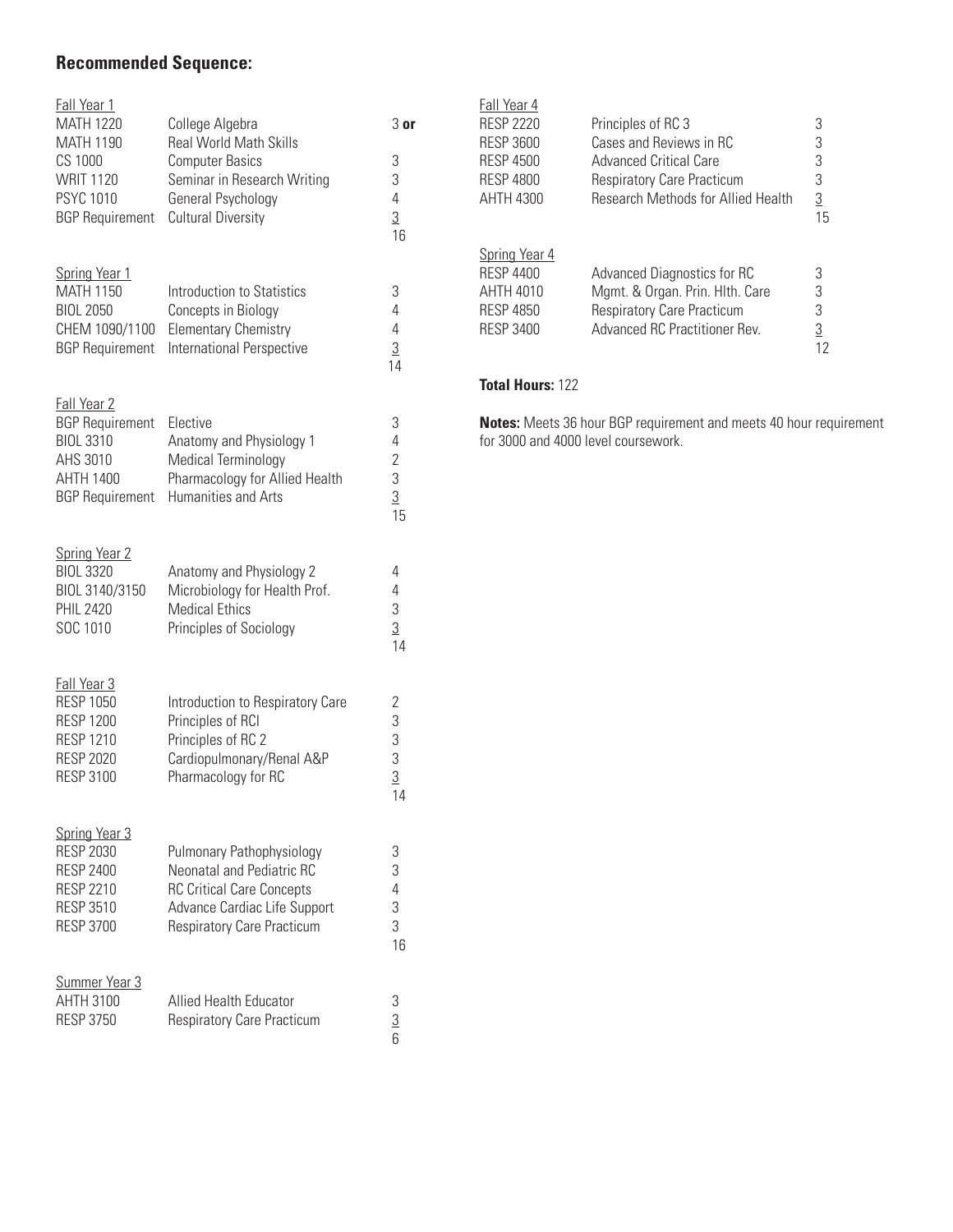## Recommended Sequence:

**Fall Year 1**

| | | |
|---|---|---|
| MATH 1220 | College Algebra | 3 **or** |
| MATH 1190 | Real World Math Skills | |
| CS 1000 | Computer Basics | 3 |
| WRIT 1120 | Seminar in Research Writing | 3 |
| PSYC 1010 | General Psychology | 4 |
| BGP Requirement | Cultural Diversity | 3 |
| | | 16 |

**Spring Year 1**

| | | |
|---|---|---|
| MATH 1150 | Introduction to Statistics | 3 |
| BIOL 2050 | Concepts in Biology | 4 |
| CHEM 1090/1100 | Elementary Chemistry | 4 |
| BGP Requirement | International Perspective | 3 |
| | | 14 |

**Fall Year 2**

| | | |
|---|---|---|
| BGP Requirement | Elective | 3 |
| BIOL 3310 | Anatomy and Physiology 1 | 4 |
| AHS 3010 | Medical Terminology | 2 |
| AHTH 1400 | Pharmacology for Allied Health | 3 |
| BGP Requirement | Humanities and Arts | 3 |
| | | 15 |

**Spring Year 2**

| | | |
|---|---|---|
| BIOL 3320 | Anatomy and Physiology 2 | 4 |
| BIOL 3140/3150 | Microbiology for Health Prof. | 4 |
| PHIL 2420 | Medical Ethics | 3 |
| SOC 1010 | Principles of Sociology | 3 |
| | | 14 |

**Fall Year 3**

| | | |
|---|---|---|
| RESP 1050 | Introduction to Respiratory Care | 2 |
| RESP 1200 | Principles of RCI | 3 |
| RESP 1210 | Principles of RC 2 | 3 |
| RESP 2020 | Cardiopulmonary/Renal A&P | 3 |
| RESP 3100 | Pharmacology for RC | 3 |
| | | 14 |

**Spring Year 3**

| | | |
|---|---|---|
| RESP 2030 | Pulmonary Pathophysiology | 3 |
| RESP 2400 | Neonatal and Pediatric RC | 3 |
| RESP 2210 | RC Critical Care Concepts | 4 |
| RESP 3510 | Advance Cardiac Life Support | 3 |
| RESP 3700 | Respiratory Care Practicum | 3 |
| | | 16 |

**Summer Year 3**

| | | |
|---|---|---|
| AHTH 3100 | Allied Health Educator | 3 |
| RESP 3750 | Respiratory Care Practicum | 3 |
| | | 6 |

**Fall Year 4**

| | | |
|---|---|---|
| RESP 2220 | Principles of RC 3 | 3 |
| RESP 3600 | Cases and Reviews in RC | 3 |
| RESP 4500 | Advanced Critical Care | 3 |
| RESP 4800 | Respiratory Care Practicum | 3 |
| AHTH 4300 | Research Methods for Allied Health | 3 |
| | | 15 |

**Spring Year 4**

| | | |
|---|---|---|
| RESP 4400 | Advanced Diagnostics for RC | 3 |
| AHTH 4010 | Mgmt. & Organ. Prin. Hlth. Care | 3 |
| RESP 4850 | Respiratory Care Practicum | 3 |
| RESP 3400 | Advanced RC Practitioner Rev. | 3 |
| | | 12 |

**Total Hours:** 122

**Notes:** Meets 36 hour BGP requirement and meets 40 hour requirement for 3000 and 4000 level coursework.